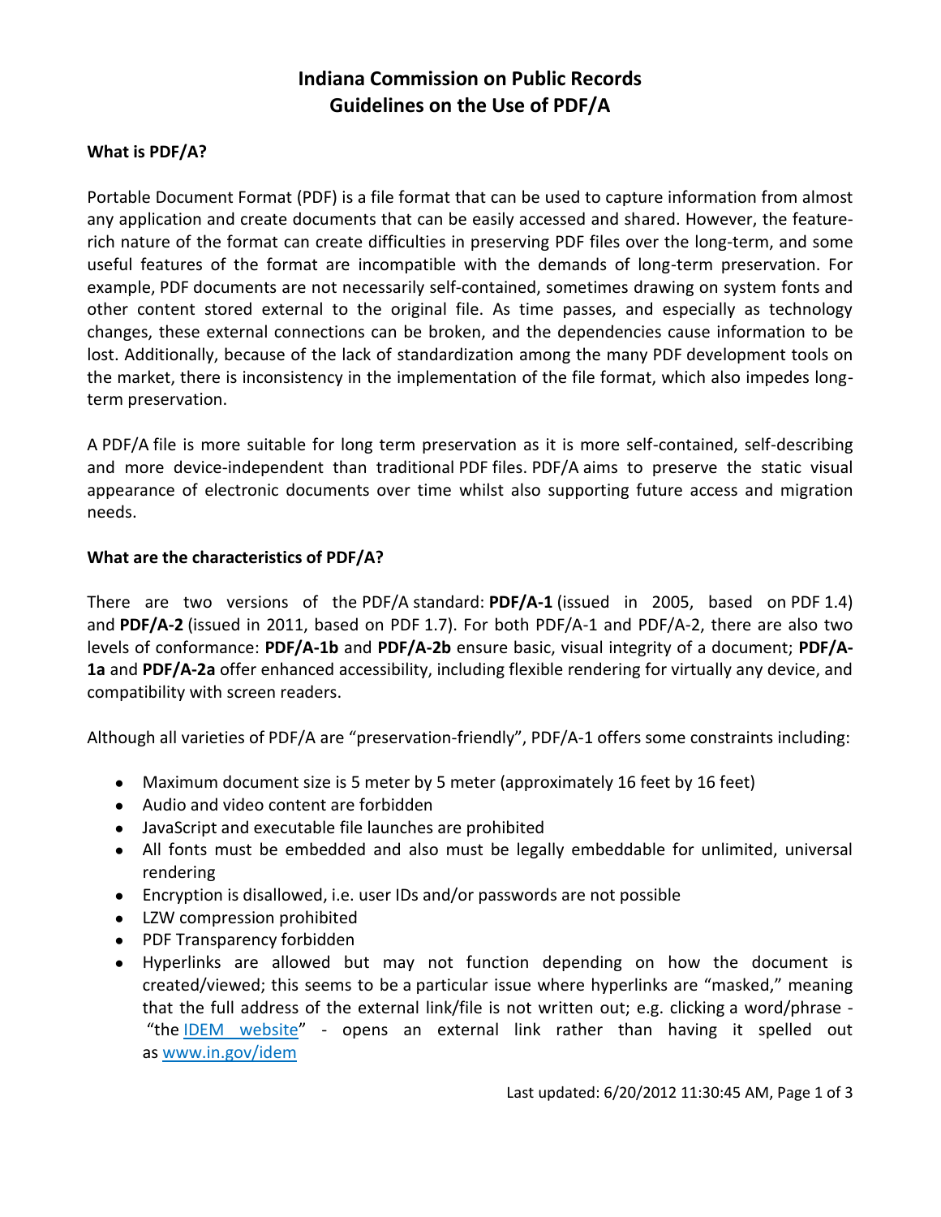# Indiana Commission on Public Records
# Guidelines on the Use of PDF/A

**What is PDF/A?**

Portable Document Format (PDF) is a file format that can be used to capture information from almost any application and create documents that can be easily accessed and shared. However, the feature-rich nature of the format can create difficulties in preserving PDF files over the long-term, and some useful features of the format are incompatible with the demands of long-term preservation. For example, PDF documents are not necessarily self-contained, sometimes drawing on system fonts and other content stored external to the original file. As time passes, and especially as technology changes, these external connections can be broken, and the dependencies cause information to be lost. Additionally, because of the lack of standardization among the many PDF development tools on the market, there is inconsistency in the implementation of the file format, which also impedes long-term preservation.

A PDF/A file is more suitable for long term preservation as it is more self-contained, self-describing and more device-independent than traditional PDF files. PDF/A aims to preserve the static visual appearance of electronic documents over time whilst also supporting future access and migration needs.

**What are the characteristics of PDF/A?**

There are two versions of the PDF/A standard: **PDF/A-1** (issued in 2005, based on PDF 1.4) and **PDF/A-2** (issued in 2011, based on PDF 1.7). For both PDF/A-1 and PDF/A-2, there are also two levels of conformance: **PDF/A-1b** and **PDF/A-2b** ensure basic, visual integrity of a document; **PDF/A-1a** and **PDF/A-2a** offer enhanced accessibility, including flexible rendering for virtually any device, and compatibility with screen readers.

Although all varieties of PDF/A are "preservation-friendly", PDF/A-1 offers some constraints including:

- Maximum document size is 5 meter by 5 meter (approximately 16 feet by 16 feet)
- Audio and video content are forbidden
- JavaScript and executable file launches are prohibited
- All fonts must be embedded and also must be legally embeddable for unlimited, universal rendering
- Encryption is disallowed, i.e. user IDs and/or passwords are not possible
- LZW compression prohibited
- PDF Transparency forbidden
- Hyperlinks are allowed but may not function depending on how the document is created/viewed; this seems to be a particular issue where hyperlinks are "masked," meaning that the full address of the external link/file is not written out; e.g. clicking a word/phrase - "the [IDEM website](http://www.in.gov/idem)" - opens an external link rather than having it spelled out as [www.in.gov/idem](http://www.in.gov/idem)

Last updated: 6/20/2012 11:30:45 AM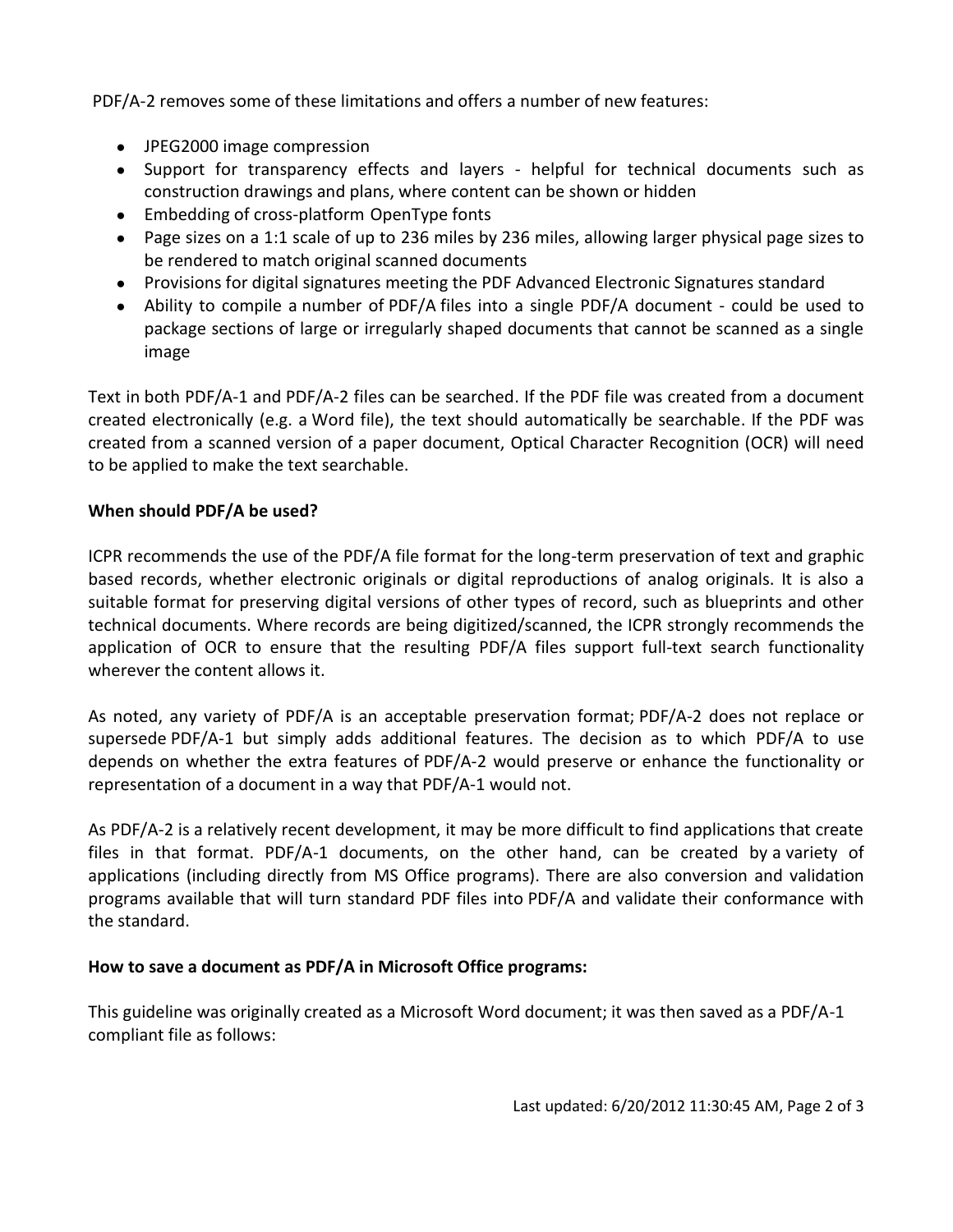PDF/A-2 removes some of these limitations and offers a number of new features:

- JPEG2000 image compression
- Support for transparency effects and layers - helpful for technical documents such as construction drawings and plans, where content can be shown or hidden
- Embedding of cross-platform OpenType fonts
- Page sizes on a 1:1 scale of up to 236 miles by 236 miles, allowing larger physical page sizes to be rendered to match original scanned documents
- Provisions for digital signatures meeting the PDF Advanced Electronic Signatures standard
- Ability to compile a number of PDF/A files into a single PDF/A document - could be used to package sections of large or irregularly shaped documents that cannot be scanned as a single image

Text in both PDF/A-1 and PDF/A-2 files can be searched. If the PDF file was created from a document created electronically (e.g. a Word file), the text should automatically be searchable. If the PDF was created from a scanned version of a paper document, Optical Character Recognition (OCR) will need to be applied to make the text searchable.

**When should PDF/A be used?**

ICPR recommends the use of the PDF/A file format for the long-term preservation of text and graphic based records, whether electronic originals or digital reproductions of analog originals. It is also a suitable format for preserving digital versions of other types of record, such as blueprints and other technical documents. Where records are being digitized/scanned, the ICPR strongly recommends the application of OCR to ensure that the resulting PDF/A files support full-text search functionality wherever the content allows it.

As noted, any variety of PDF/A is an acceptable preservation format; PDF/A-2 does not replace or supersede PDF/A-1 but simply adds additional features. The decision as to which PDF/A to use depends on whether the extra features of PDF/A-2 would preserve or enhance the functionality or representation of a document in a way that PDF/A-1 would not.

As PDF/A-2 is a relatively recent development, it may be more difficult to find applications that create files in that format. PDF/A-1 documents, on the other hand, can be created by a variety of applications (including directly from MS Office programs). There are also conversion and validation programs available that will turn standard PDF files into PDF/A and validate their conformance with the standard.

**How to save a document as PDF/A in Microsoft Office programs:**

This guideline was originally created as a Microsoft Word document; it was then saved as a PDF/A-1 compliant file as follows: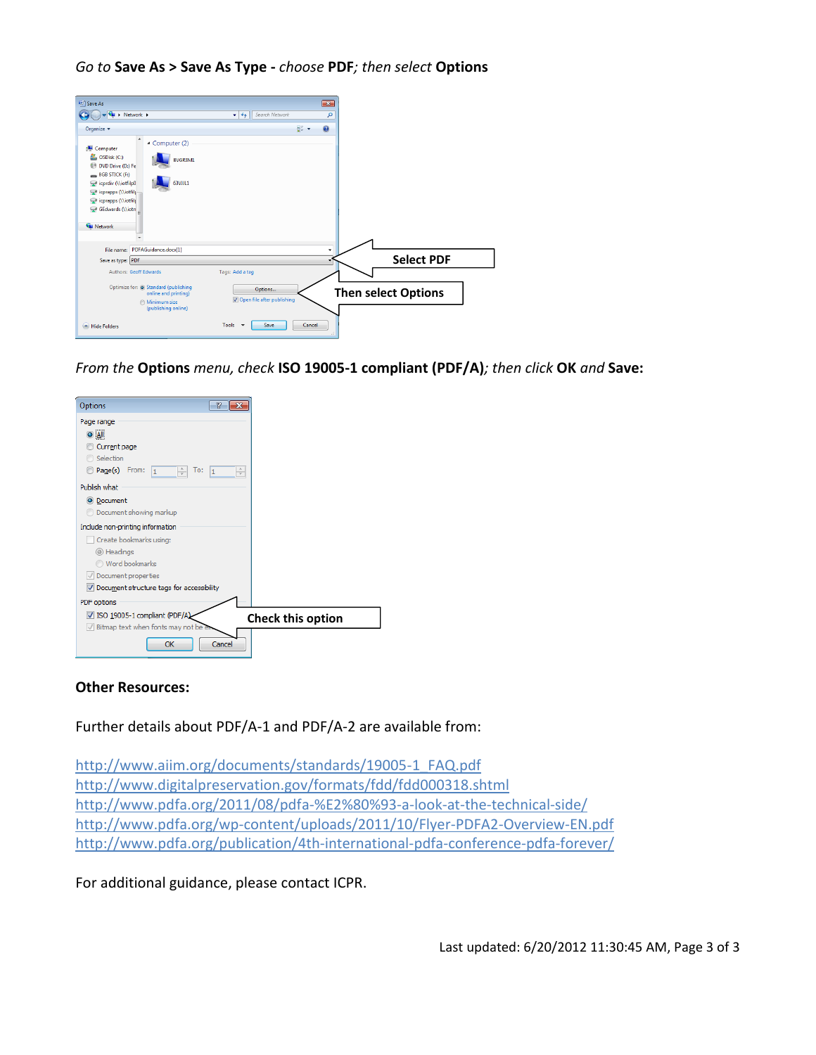*Go to* **Save As > Save As Type -** *choose* **PDF***; then select* **Options**

*From the* **Options** *menu, check* **ISO 19005-1 compliant (PDF/A)***; then click* **OK** *and* **Save:**

**Other Resources:**

Further details about PDF/A-1 and PDF/A-2 are available from:

http://www.aiim.org/documents/standards/19005-1_FAQ.pdf
http://www.digitalpreservation.gov/formats/fdd/fdd000318.shtml
http://www.pdfa.org/2011/08/pdfa-%E2%80%93-a-look-at-the-technical-side/
http://www.pdfa.org/wp-content/uploads/2011/10/Flyer-PDFA2-Overview-EN.pdf
http://www.pdfa.org/publication/4th-international-pdfa-conference-pdfa-forever/

For additional guidance, please contact ICPR.

Last updated: 6/20/2012 11:30:45 AM